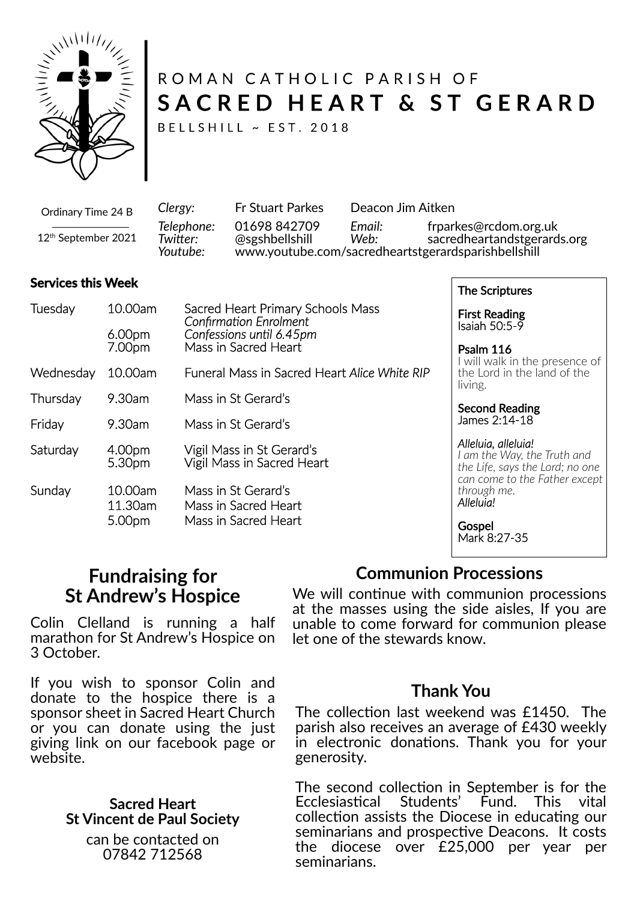ROMAN CATHOLIC PARISH OF

# SACRED HEART & ST GERARD

BELLSHILL ~ EST. 2018

Ordinary Time 24 B

12th September 2021

| | | | |
|---|---|---|---|
| *Clergy:* | Fr Stuart Parkes | Deacon Jim Aitken | |
| *Telephone:* | 01698 842709 | *Email:* | frparkes@rcdom.org.uk |
| *Twitter:* | @sgshbellshill | *Web:* | sacredheartandstgerards.org |
| *Youtube:* | www.youtube.com/sacredheartstgerardsparishbellshill | | |

**Services this Week**

| | | |
|---|---|---|
| Tuesday | 10.00am | Sacred Heart Primary Schools Mass *Confirmation Enrolment* |
| | 6.00pm | *Confessions until 6.45pm* |
| | 7.00pm | Mass in Sacred Heart |
| Wednesday | 10.00am | Funeral Mass in Sacred Heart *Alice White RIP* |
| Thursday | 9.30am | Mass in St Gerard's |
| Friday | 9.30am | Mass in St Gerard's |
| Saturday | 4.00pm | Vigil Mass in St Gerard's |
| | 5.30pm | Vigil Mass in Sacred Heart |
| Sunday | 10.00am | Mass in St Gerard's |
| | 11.30am | Mass in Sacred Heart |
| | 5.00pm | Mass in Sacred Heart |

**The Scriptures**

**First Reading**
Isaiah 50:5-9

**Psalm 116**
I will walk in the presence of the Lord in the land of the living.

**Second Reading**
James 2:14-18

*Alleluia, alleluia!*
*I am the Way, the Truth and the Life, says the Lord; no one can come to the Father except through me.*
*Alleluia!*

**Gospel**
Mark 8:27-35

## Fundraising for St Andrew's Hospice

Colin Clelland is running a half marathon for St Andrew's Hospice on 3 October.

If you wish to sponsor Colin and donate to the hospice there is a sponsor sheet in Sacred Heart Church or you can donate using the just giving link on our facebook page or website.

**Sacred Heart St Vincent de Paul Society**

can be contacted on 07842 712568

## Communion Processions

We will continue with communion processions at the masses using the side aisles, If you are unable to come forward for communion please let one of the stewards know.

## Thank You

The collection last weekend was £1450. The parish also receives an average of £430 weekly in electronic donations. Thank you for your generosity.

The second collection in September is for the Ecclesiastical Students' Fund. This vital collection assists the Diocese in educating our seminarians and prospective Deacons. It costs the diocese over £25,000 per year per seminarians.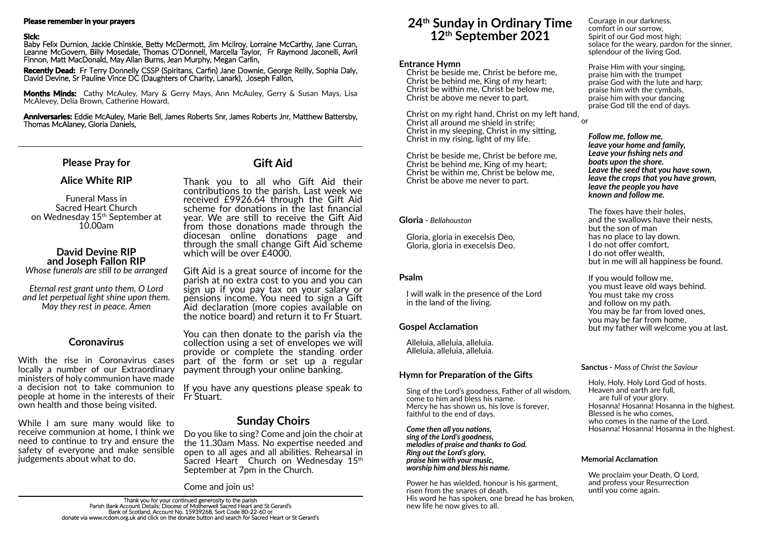**Please remember in your prayers**

**Sick:**
Baby Felix Durnion, Jackie Chinskie, Betty McDermott, Jim McIlroy, Lorraine McCarthy, Jane Curran, Leanne McGovern, Billy Mosedale, Thomas O'Donnell, Marcella Taylor, Fr Raymond Jaconelli, Avril Finnon, Matt MacDonald, May Allan Burns, Jean Murphy, Megan Carlin,

**Recently Dead:** Fr Terry Donnelly CSSP (Spiritans, Carfin) Jane Downie, George Reilly, Sophia Daly, David Devine, Sr Pauline Vince DC (Daughters of Charity, Lanark), Joseph Fallon,

**Months Minds:** Cathy McAuley, Mary & Gerry Mays, Ann McAuley, Gerry & Susan Mays, Lisa McAlevey, Delia Brown, Catherine Howard,

**Anniversaries:** Eddie McAuley, Marie Bell, James Roberts Snr, James Roberts Jnr, Matthew Battersby, Thomas McAlaney, Gloria Daniels,

---

## Please Pray for

### Alice White RIP

Funeral Mass in
Sacred Heart Church
on Wednesday 15th September at 10.00am

### David Devine RIP and Joseph Fallon RIP

*Whose funerals are still to be arranged*

*Eternal rest grant unto them, O Lord and let perpetual light shine upon them. May they rest in peace. Amen*

## Coronavirus

With the rise in Coronavirus cases locally a number of our Extraordinary ministers of holy communion have made a decision not to take communion to people at home in the interests of their own health and those being visited.

While I am sure many would like to receive communion at home, I think we need to continue to try and ensure the safety of everyone and make sensible judgements about what to do.

## Gift Aid

Thank you to all who Gift Aid their contributions to the parish. Last week we received £9926.64 through the Gift Aid scheme for donations in the last financial year. We are still to receive the Gift Aid from those donations made through the diocesan online donations page and through the small change Gift Aid scheme which will be over £4000.

Gift Aid is a great source of income for the parish at no extra cost to you and you can sign up if you pay tax on your salary or pensions income. You need to sign a Gift Aid declaration (more copies available on the notice board) and return it to Fr Stuart.

You can then donate to the parish via the collection using a set of envelopes we will provide or complete the standing order part of the form or set up a regular payment through your online banking.

If you have any questions please speak to Fr Stuart.

## Sunday Choirs

Do you like to sing? Come and join the choir at the 11.30am Mass. No expertise needed and open to all ages and all abilities. Rehearsal in Sacred Heart Church on Wednesday 15th September at 7pm in the Church.

Come and join us!

---

Thank you for your continued generosity to the parish
Parish Bank Account Details: Diocese of Motherwell Sacred Heart and St Gerard's
Bank of Scotland, Account No. 15939268, Sort Code 80-22-60 or
donate via www.rcdom.org.uk and click on the donate button and search for Sacred Heart or St Gerard's

# 24th Sunday in Ordinary Time 12th September 2021

**Entrance Hymn**

Christ be beside me, Christ be before me,
Christ be behind me, King of my heart;
Christ be within me, Christ be below me,
Christ be above me never to part.

Christ on my right hand, Christ on my left hand,
Christ all around me shield in strife;
Christ in my sleeping, Christ in my sitting,
Christ in my rising, light of my life.

Christ be beside me, Christ be before me,
Christ be behind me, King of my heart;
Christ be within me, Christ be below me,
Christ be above me never to part.

**Gloria** - *Bellahouston*

Gloria, gloria in execelsis Deo,
Gloria, gloria in execelsis Deo.

**Psalm**

I will walk in the presence of the Lord
in the land of the living.

**Gospel Acclamation**

Alleluia, alleluia, alleluia.
Alleluia, alleluia, alleluia.

**Hymn for Preparation of the Gifts**

Sing of the Lord's goodness, Father of all wisdom,
come to him and bless his name.
Mercy he has shown us, his love is forever,
faithful to the end of days.

***Come then all you nations,***
***sing of the Lord's goodness,***
***melodies of praise and thanks to God.***
***Ring out the Lord's glory,***
***praise him with your music,***
***worship him and bless his name.***

Power he has wielded, honour is his garment,
risen from the snares of death.
His word he has spoken, one bread he has broken,
new life he now gives to all.

Courage in our darkness,
comfort in our sorrow,
Spirit of our God most high;
solace for the weary, pardon for the sinner,
splendour of the living God.

Praise Him with your singing,
praise him with the trumpet
praise God with the lute and harp;
praise him with the cymbals,
praise him with your dancing
praise God till the end of days.

or

***Follow me, follow me,***
***leave your home and family,***
***Leave your fishing nets and***
***boats upon the shore.***
***Leave the seed that you have sown,***
***leave the crops that you have grown,***
***leave the people you have***
***known and follow me.***

The foxes have their holes,
and the swallows have their nests,
but the son of man
has no place to lay down.
I do not offer comfort,
I do not offer wealth,
but in me will all happiness be found.

If you would follow me,
you must leave old ways behind.
You must take my cross
and follow on my path.
You may be far from loved ones,
you may be far from home,
but my father will welcome you at last.

**Sanctus** - *Mass of Christ the Saviour*

Holy, Holy, Holy Lord God of hosts.
Heaven and earth are full,
are full of your glory.
Hosanna! Hosanna! Hosanna in the highest.
Blessed is he who comes,
who comes in the name of the Lord.
Hosanna! Hosanna! Hosanna in the highest.

**Memorial Acclamation**

We proclaim your Death, O Lord,
and profess your Resurrection
until you come again.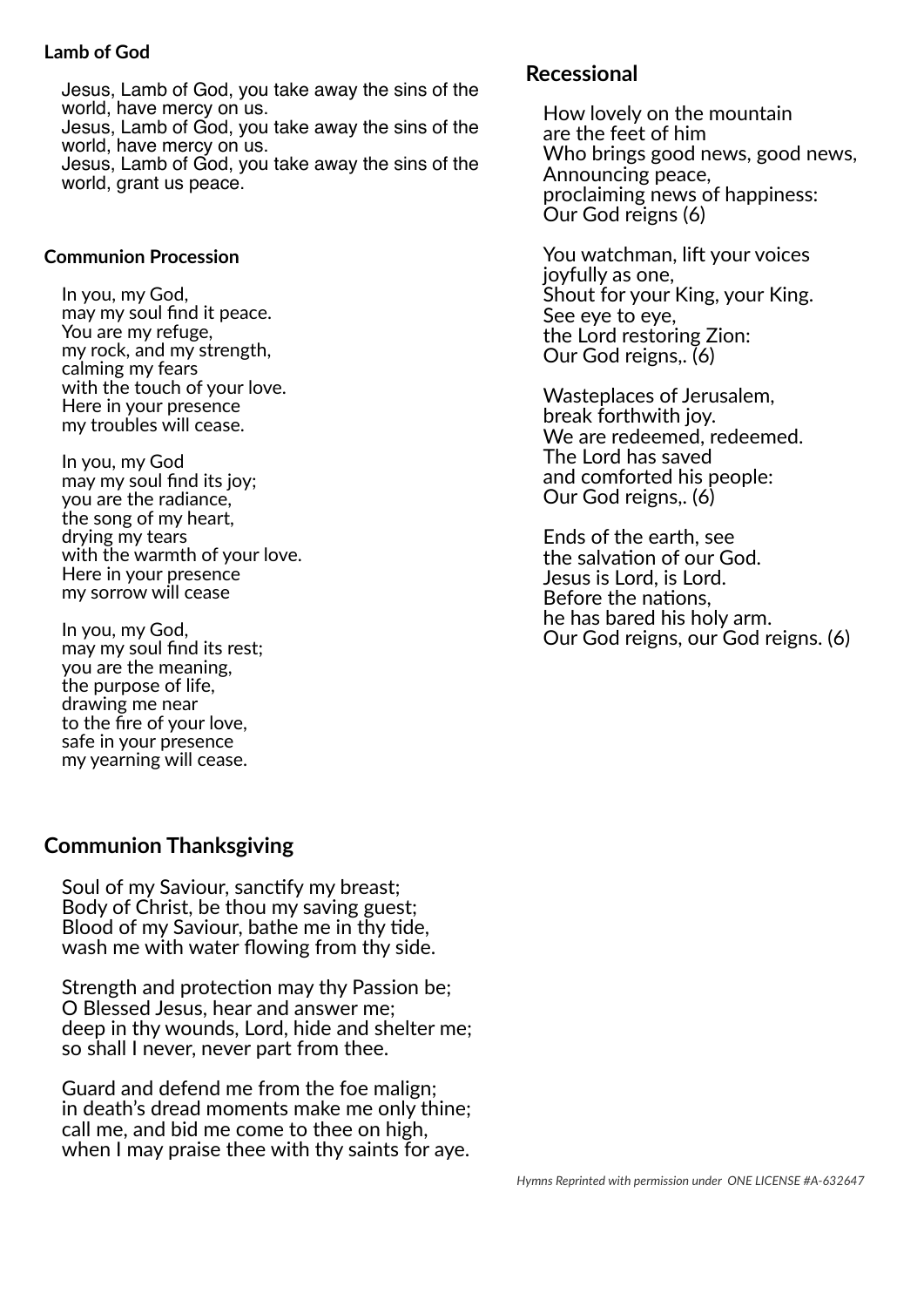### Lamb of God

Jesus, Lamb of God, you take away the sins of the world, have mercy on us.
Jesus, Lamb of God, you take away the sins of the world, have mercy on us.
Jesus, Lamb of God, you take away the sins of the world, grant us peace.

### Communion Procession

In you, my God,
may my soul find it peace.
You are my refuge,
my rock, and my strength,
calming my fears
with the touch of your love.
Here in your presence
my troubles will cease.

In you, my God
may my soul find its joy;
you are the radiance,
the song of my heart,
drying my tears
with the warmth of your love.
Here in your presence
my sorrow will cease

In you, my God,
may my soul find its rest;
you are the meaning,
the purpose of life,
drawing me near
to the fire of your love,
safe in your presence
my yearning will cease.

## Communion Thanksgiving

Soul of my Saviour, sanctify my breast;
Body of Christ, be thou my saving guest;
Blood of my Saviour, bathe me in thy tide,
wash me with water flowing from thy side.

Strength and protection may thy Passion be;
O Blessed Jesus, hear and answer me;
deep in thy wounds, Lord, hide and shelter me;
so shall I never, never part from thee.

Guard and defend me from the foe malign;
in death's dread moments make me only thine;
call me, and bid me come to thee on high,
when I may praise thee with thy saints for aye.

## Recessional

How lovely on the mountain
are the feet of him
Who brings good news, good news,
Announcing peace,
proclaiming news of happiness:
Our God reigns (6)

You watchman, lift your voices
joyfully as one,
Shout for your King, your King.
See eye to eye,
the Lord restoring Zion:
Our God reigns,. (6)

Wasteplaces of Jerusalem,
break forthwith joy.
We are redeemed, redeemed.
The Lord has saved
and comforted his people:
Our God reigns,. (6)

Ends of the earth, see
the salvation of our God.
Jesus is Lord, is Lord.
Before the nations,
he has bared his holy arm.
Our God reigns, our God reigns. (6)

*Hymns Reprinted with permission under ONE LICENSE #A-632647*